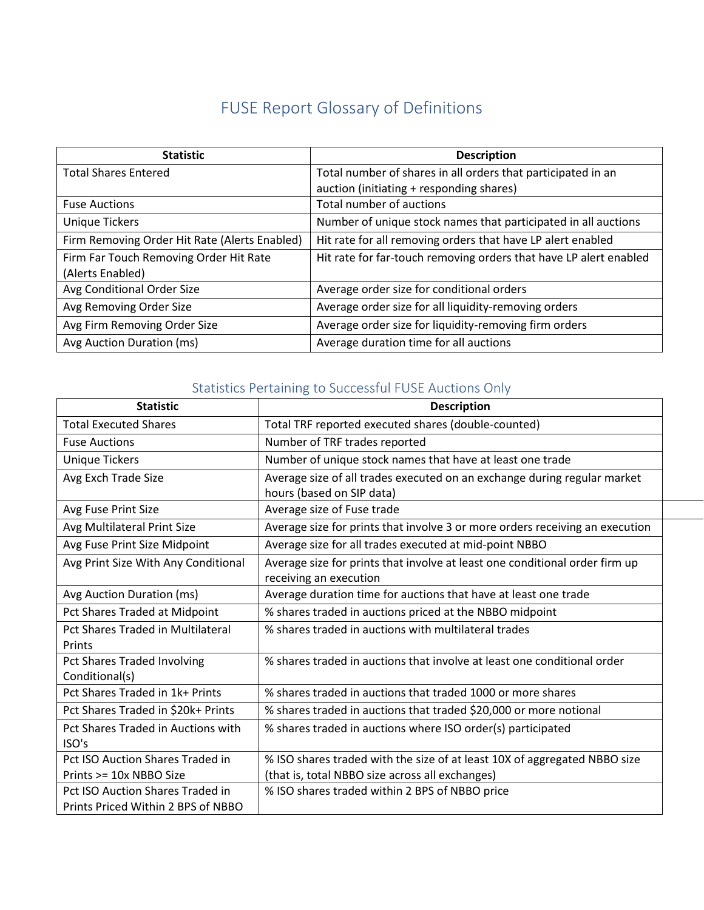# FUSE Report Glossary of Definitions

| Statistic | Description |
|---|---|
| Total Shares Entered | Total number of shares in all orders that participated in an auction (initiating + responding shares) |
| Fuse Auctions | Total number of auctions |
| Unique Tickers | Number of unique stock names that participated in all auctions |
| Firm Removing Order Hit Rate (Alerts Enabled) | Hit rate for all removing orders that have LP alert enabled |
| Firm Far Touch Removing Order Hit Rate (Alerts Enabled) | Hit rate for far-touch removing orders that have LP alert enabled |
| Avg Conditional Order Size | Average order size for conditional orders |
| Avg Removing Order Size | Average order size for all liquidity-removing orders |
| Avg Firm Removing Order Size | Average order size for liquidity-removing firm orders |
| Avg Auction Duration (ms) | Average duration time for all auctions |

## Statistics Pertaining to Successful FUSE Auctions Only

| Statistic | Description |
|---|---|
| Total Executed Shares | Total TRF reported executed shares (double-counted) |
| Fuse Auctions | Number of TRF trades reported |
| Unique Tickers | Number of unique stock names that have at least one trade |
| Avg Exch Trade Size | Average size of all trades executed on an exchange during regular market hours (based on SIP data) |
| Avg Fuse Print Size | Average size of Fuse trade |
| Avg Multilateral Print Size | Average size for prints that involve 3 or more orders receiving an execution |
| Avg Fuse Print Size Midpoint | Average size for all trades executed at mid-point NBBO |
| Avg Print Size With Any Conditional | Average size for prints that involve at least one conditional order firm up receiving an execution |
| Avg Auction Duration (ms) | Average duration time for auctions that have at least one trade |
| Pct Shares Traded at Midpoint | % shares traded in auctions priced at the NBBO midpoint |
| Pct Shares Traded in Multilateral Prints | % shares traded in auctions with multilateral trades |
| Pct Shares Traded Involving Conditional(s) | % shares traded in auctions that involve at least one conditional order |
| Pct Shares Traded in 1k+ Prints | % shares traded in auctions that traded 1000 or more shares |
| Pct Shares Traded in $20k+ Prints | % shares traded in auctions that traded $20,000 or more notional |
| Pct Shares Traded in Auctions with ISO's | % shares traded in auctions where ISO order(s) participated |
| Pct ISO Auction Shares Traded in Prints >= 10x NBBO Size | % ISO shares traded with the size of at least 10X of aggregated NBBO size (that is, total NBBO size across all exchanges) |
| Pct ISO Auction Shares Traded in Prints Priced Within 2 BPS of NBBO | % ISO shares traded within 2 BPS of NBBO price |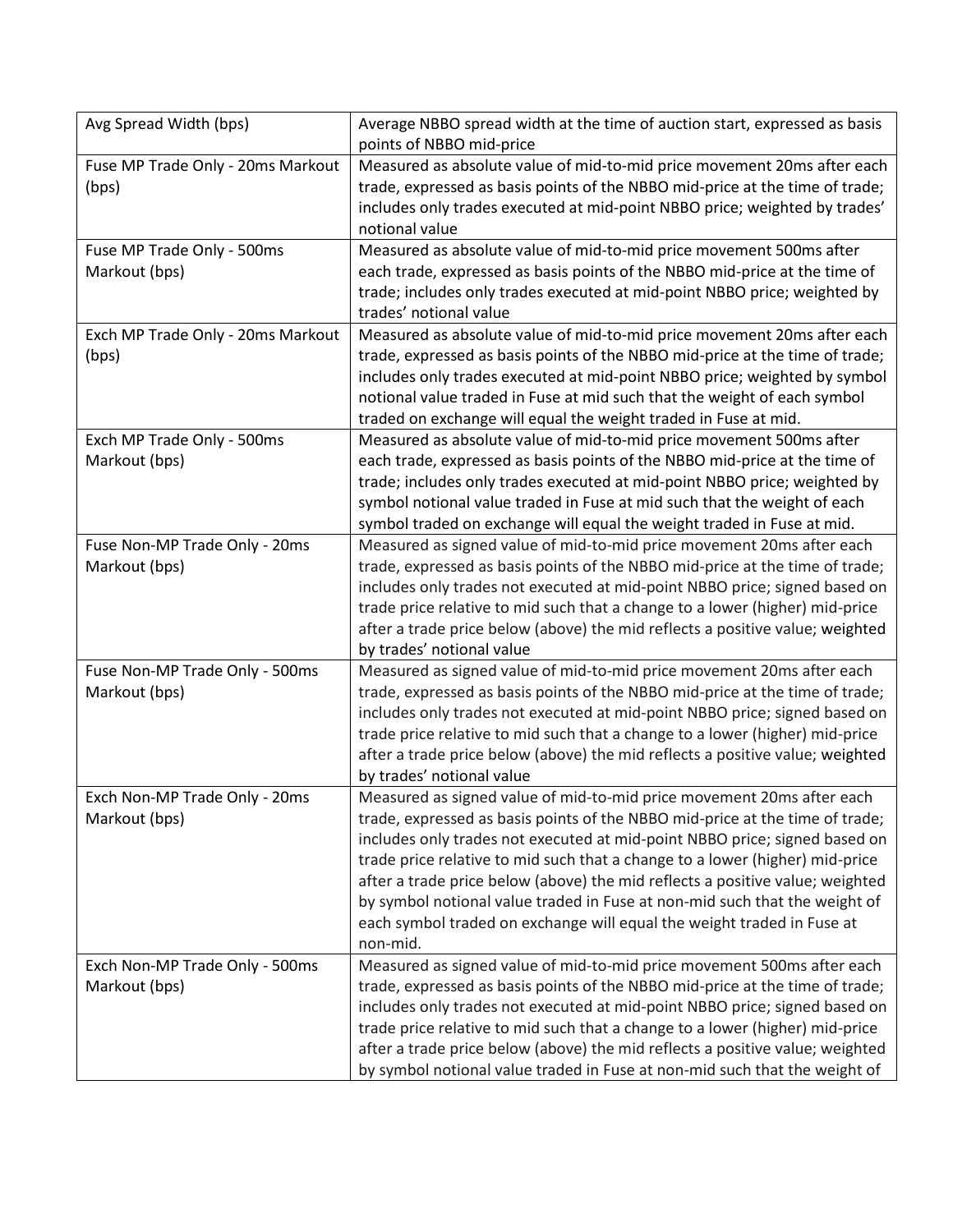| | |
|---|---|
| Avg Spread Width (bps) | Average NBBO spread width at the time of auction start, expressed as basis points of NBBO mid-price |
| Fuse MP Trade Only - 20ms Markout (bps) | Measured as absolute value of mid-to-mid price movement 20ms after each trade, expressed as basis points of the NBBO mid-price at the time of trade; includes only trades executed at mid-point NBBO price; weighted by trades' notional value |
| Fuse MP Trade Only - 500ms Markout (bps) | Measured as absolute value of mid-to-mid price movement 500ms after each trade, expressed as basis points of the NBBO mid-price at the time of trade; includes only trades executed at mid-point NBBO price; weighted by trades' notional value |
| Exch MP Trade Only - 20ms Markout (bps) | Measured as absolute value of mid-to-mid price movement 20ms after each trade, expressed as basis points of the NBBO mid-price at the time of trade; includes only trades executed at mid-point NBBO price; weighted by symbol notional value traded in Fuse at mid such that the weight of each symbol traded on exchange will equal the weight traded in Fuse at mid. |
| Exch MP Trade Only - 500ms Markout (bps) | Measured as absolute value of mid-to-mid price movement 500ms after each trade, expressed as basis points of the NBBO mid-price at the time of trade; includes only trades executed at mid-point NBBO price; weighted by symbol notional value traded in Fuse at mid such that the weight of each symbol traded on exchange will equal the weight traded in Fuse at mid. |
| Fuse Non-MP Trade Only - 20ms Markout (bps) | Measured as signed value of mid-to-mid price movement 20ms after each trade, expressed as basis points of the NBBO mid-price at the time of trade; includes only trades not executed at mid-point NBBO price; signed based on trade price relative to mid such that a change to a lower (higher) mid-price after a trade price below (above) the mid reflects a positive value; weighted by trades' notional value |
| Fuse Non-MP Trade Only - 500ms Markout (bps) | Measured as signed value of mid-to-mid price movement 20ms after each trade, expressed as basis points of the NBBO mid-price at the time of trade; includes only trades not executed at mid-point NBBO price; signed based on trade price relative to mid such that a change to a lower (higher) mid-price after a trade price below (above) the mid reflects a positive value; weighted by trades' notional value |
| Exch Non-MP Trade Only - 20ms Markout (bps) | Measured as signed value of mid-to-mid price movement 20ms after each trade, expressed as basis points of the NBBO mid-price at the time of trade; includes only trades not executed at mid-point NBBO price; signed based on trade price relative to mid such that a change to a lower (higher) mid-price after a trade price below (above) the mid reflects a positive value; weighted by symbol notional value traded in Fuse at non-mid such that the weight of each symbol traded on exchange will equal the weight traded in Fuse at non-mid. |
| Exch Non-MP Trade Only - 500ms Markout (bps) | Measured as signed value of mid-to-mid price movement 500ms after each trade, expressed as basis points of the NBBO mid-price at the time of trade; includes only trades not executed at mid-point NBBO price; signed based on trade price relative to mid such that a change to a lower (higher) mid-price after a trade price below (above) the mid reflects a positive value; weighted by symbol notional value traded in Fuse at non-mid such that the weight of |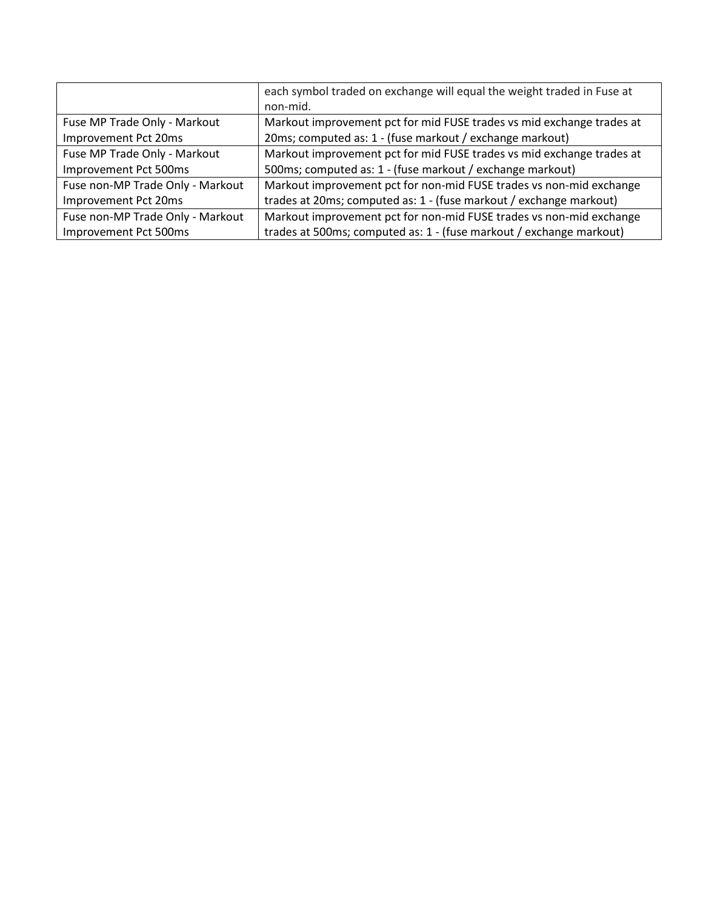| | |
|---|---|
| | each symbol traded on exchange will equal the weight traded in Fuse at non-mid. |
| Fuse MP Trade Only - Markout Improvement Pct 20ms | Markout improvement pct for mid FUSE trades vs mid exchange trades at 20ms; computed as: 1 - (fuse markout / exchange markout) |
| Fuse MP Trade Only - Markout Improvement Pct 500ms | Markout improvement pct for mid FUSE trades vs mid exchange trades at 500ms; computed as: 1 - (fuse markout / exchange markout) |
| Fuse non-MP Trade Only - Markout Improvement Pct 20ms | Markout improvement pct for non-mid FUSE trades vs non-mid exchange trades at 20ms; computed as: 1 - (fuse markout / exchange markout) |
| Fuse non-MP Trade Only - Markout Improvement Pct 500ms | Markout improvement pct for non-mid FUSE trades vs non-mid exchange trades at 500ms; computed as: 1 - (fuse markout / exchange markout) |